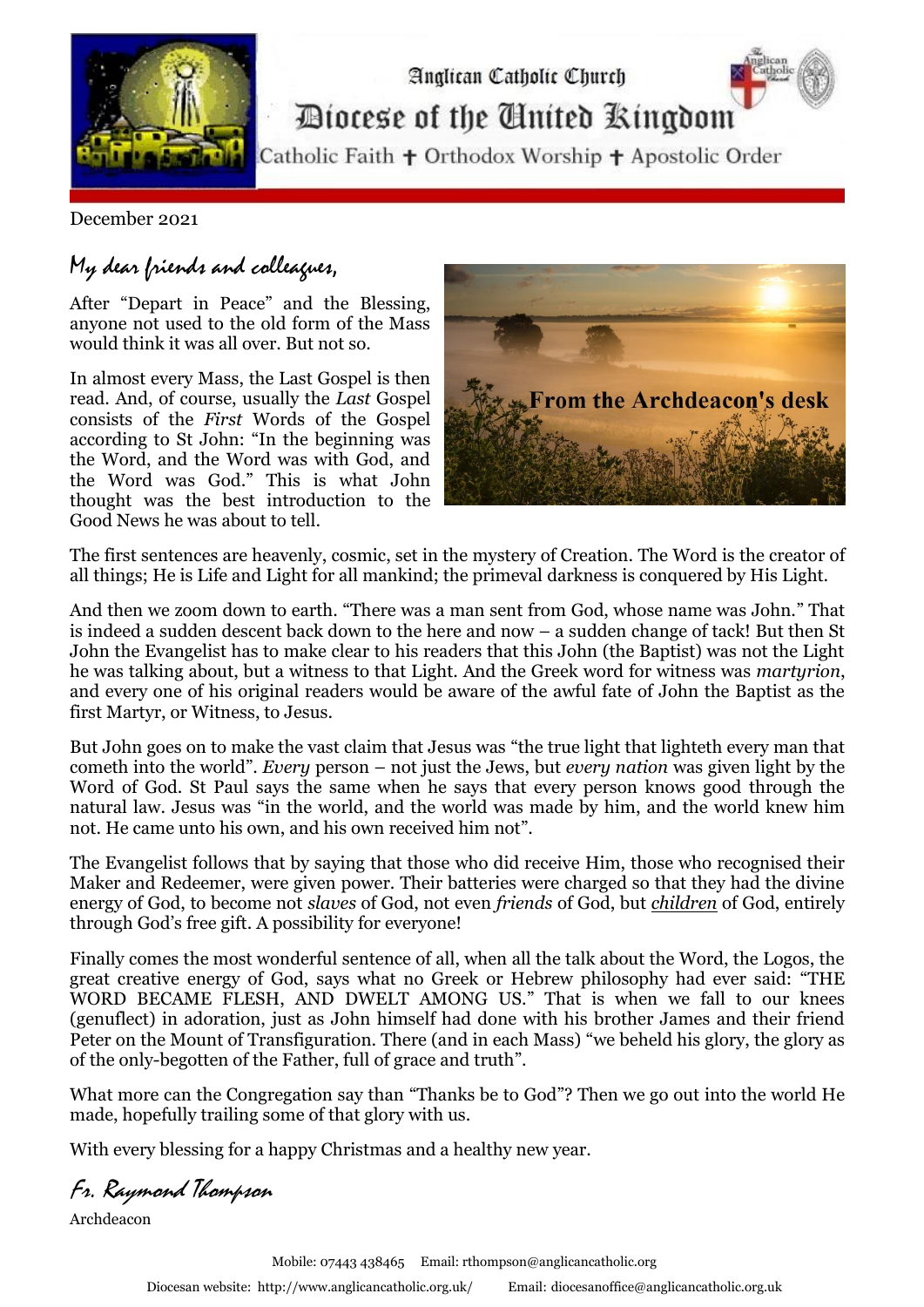Anglican Catholic Church

# Diocese of the United Kingdom

Catholic Faith ✝ Orthodox Worship ✝ Apostolic Order

December 2021

## My dear friends and colleagues,

From the Archdeacon's desk

After "Depart in Peace" and the Blessing, anyone not used to the old form of the Mass would think it was all over. But not so.

In almost every Mass, the Last Gospel is then read. And, of course, usually the *Last* Gospel consists of the *First* Words of the Gospel according to St John: "In the beginning was the Word, and the Word was with God, and the Word was God." This is what John thought was the best introduction to the Good News he was about to tell.

The first sentences are heavenly, cosmic, set in the mystery of Creation. The Word is the creator of all things; He is Life and Light for all mankind; the primeval darkness is conquered by His Light.

And then we zoom down to earth. "There was a man sent from God, whose name was John." That is indeed a sudden descent back down to the here and now – a sudden change of tack! But then St John the Evangelist has to make clear to his readers that this John (the Baptist) was not the Light he was talking about, but a witness to that Light. And the Greek word for witness was *martyrion*, and every one of his original readers would be aware of the awful fate of John the Baptist as the first Martyr, or Witness, to Jesus.

But John goes on to make the vast claim that Jesus was "the true light that lighteth every man that cometh into the world". *Every* person – not just the Jews, but *every nation* was given light by the Word of God. St Paul says the same when he says that every person knows good through the natural law. Jesus was "in the world, and the world was made by him, and the world knew him not. He came unto his own, and his own received him not".

The Evangelist follows that by saying that those who did receive Him, those who recognised their Maker and Redeemer, were given power. Their batteries were charged so that they had the divine energy of God, to become not *slaves* of God, not even *friends* of God, but ***children*** of God, entirely through God's free gift. A possibility for everyone!

Finally comes the most wonderful sentence of all, when all the talk about the Word, the Logos, the great creative energy of God, says what no Greek or Hebrew philosophy had ever said: "THE WORD BECAME FLESH, AND DWELT AMONG US." That is when we fall to our knees (genuflect) in adoration, just as John himself had done with his brother James and their friend Peter on the Mount of Transfiguration. There (and in each Mass) "we beheld his glory, the glory as of the only-begotten of the Father, full of grace and truth".

What more can the Congregation say than "Thanks be to God"? Then we go out into the world He made, hopefully trailing some of that glory with us.

With every blessing for a happy Christmas and a healthy new year.

*Fr. Raymond Thompson*

Archdeacon

Mobile: 07443 438465 Email: rthompson@anglicancatholic.org

Diocesan website: http://www.anglicancatholic.org.uk/ Email: diocesanoffice@anglicancatholic.org.uk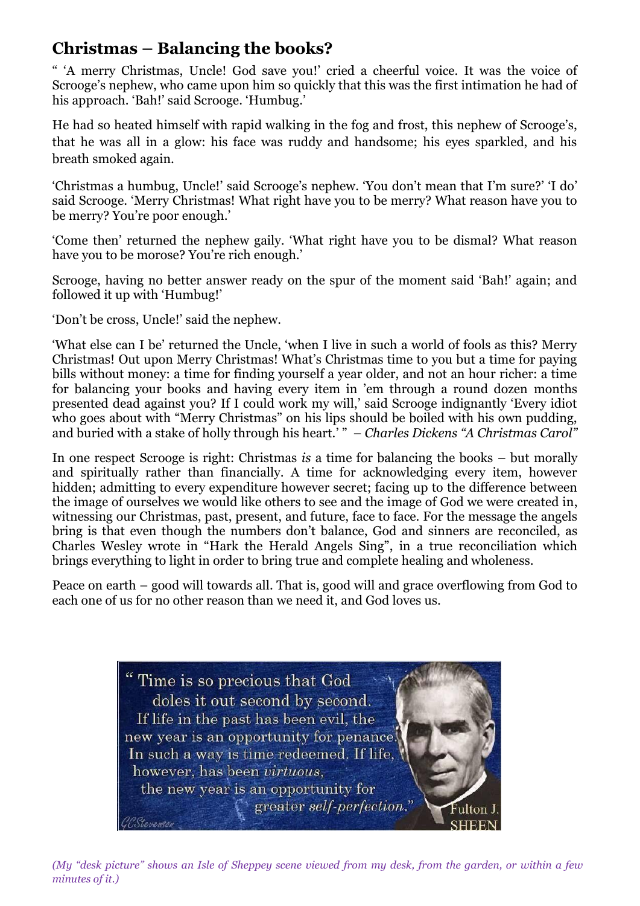## Christmas – Balancing the books?

" 'A merry Christmas, Uncle! God save you!' cried a cheerful voice. It was the voice of Scrooge's nephew, who came upon him so quickly that this was the first intimation he had of his approach. 'Bah!' said Scrooge. 'Humbug.'

He had so heated himself with rapid walking in the fog and frost, this nephew of Scrooge's, that he was all in a glow: his face was ruddy and handsome; his eyes sparkled, and his breath smoked again.

'Christmas a humbug, Uncle!' said Scrooge's nephew. 'You don't mean that I'm sure?' 'I do' said Scrooge. 'Merry Christmas! What right have you to be merry? What reason have you to be merry? You're poor enough.'

'Come then' returned the nephew gaily. 'What right have you to be dismal? What reason have you to be morose? You're rich enough.'

Scrooge, having no better answer ready on the spur of the moment said 'Bah!' again; and followed it up with 'Humbug!'

'Don't be cross, Uncle!' said the nephew.

'What else can I be' returned the Uncle, 'when I live in such a world of fools as this? Merry Christmas! Out upon Merry Christmas! What's Christmas time to you but a time for paying bills without money: a time for finding yourself a year older, and not an hour richer: a time for balancing your books and having every item in 'em through a round dozen months presented dead against you? If I could work my will,' said Scrooge indignantly 'Every idiot who goes about with "Merry Christmas" on his lips should be boiled with his own pudding, and buried with a stake of holly through his heart.' " – *Charles Dickens "A Christmas Carol"*

In one respect Scrooge is right: Christmas *is* a time for balancing the books – but morally and spiritually rather than financially. A time for acknowledging every item, however hidden; admitting to every expenditure however secret; facing up to the difference between the image of ourselves we would like others to see and the image of God we were created in, witnessing our Christmas, past, present, and future, face to face. For the message the angels bring is that even though the numbers don't balance, God and sinners are reconciled, as Charles Wesley wrote in "Hark the Herald Angels Sing", in a true reconciliation which brings everything to light in order to bring true and complete healing and wholeness.

Peace on earth – good will towards all. That is, good will and grace overflowing from God to each one of us for no other reason than we need it, and God loves us.

> " Time is so precious that God doles it out second by second. If life in the past has been evil, the new year is an opportunity for penance. In such a way is time redeemed. If life, however, has been *virtuous*, the new year is an opportunity for greater *self-perfection*."
>
> Fulton J. SHEEN

*(My "desk picture" shows an Isle of Sheppey scene viewed from my desk, from the garden, or within a few minutes of it.)*